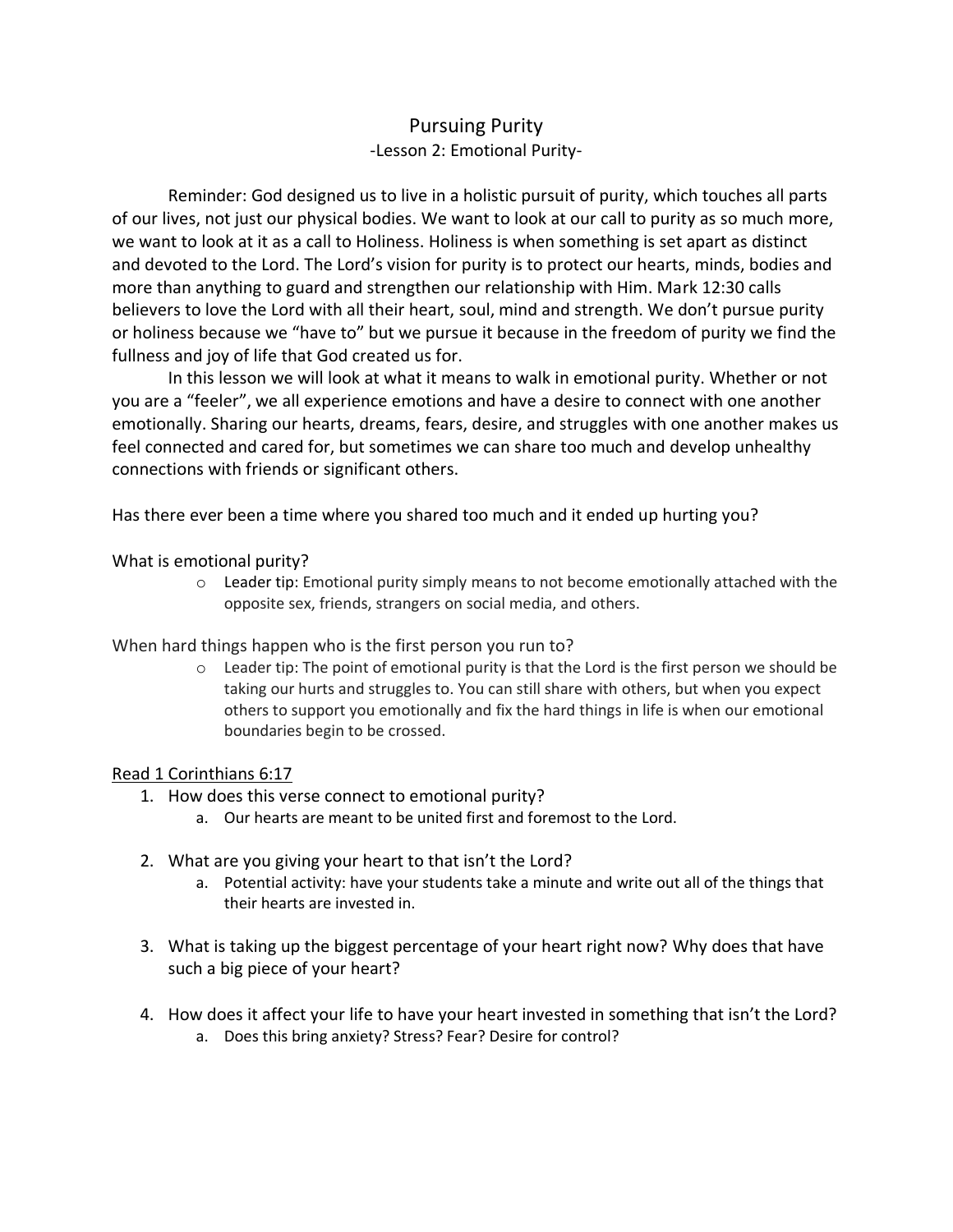# Pursuing Purity

## -Lesson 2: Emotional Purity-

Reminder: God designed us to live in a holistic pursuit of purity, which touches all parts of our lives, not just our physical bodies. We want to look at our call to purity as so much more, we want to look at it as a call to Holiness. Holiness is when something is set apart as distinct and devoted to the Lord. The Lord's vision for purity is to protect our hearts, minds, bodies and more than anything to guard and strengthen our relationship with Him. Mark 12:30 calls believers to love the Lord with all their heart, soul, mind and strength. We don't pursue purity or holiness because we "have to" but we pursue it because in the freedom of purity we find the fullness and joy of life that God created us for.

In this lesson we will look at what it means to walk in emotional purity. Whether or not you are a "feeler", we all experience emotions and have a desire to connect with one another emotionally. Sharing our hearts, dreams, fears, desire, and struggles with one another makes us feel connected and cared for, but sometimes we can share too much and develop unhealthy connections with friends or significant others.

Has there ever been a time where you shared too much and it ended up hurting you?

What is emotional purity?

- Leader tip: Emotional purity simply means to not become emotionally attached with the opposite sex, friends, strangers on social media, and others.

When hard things happen who is the first person you run to?

- Leader tip: The point of emotional purity is that the Lord is the first person we should be taking our hurts and struggles to. You can still share with others, but when you expect others to support you emotionally and fix the hard things in life is when our emotional boundaries begin to be crossed.

<u>Read 1 Corinthians 6:17</u>

1. How does this verse connect to emotional purity?
   a. Our hearts are meant to be united first and foremost to the Lord.
2. What are you giving your heart to that isn't the Lord?
   a. Potential activity: have your students take a minute and write out all of the things that their hearts are invested in.
3. What is taking up the biggest percentage of your heart right now? Why does that have such a big piece of your heart?
4. How does it affect your life to have your heart invested in something that isn't the Lord?
   a. Does this bring anxiety? Stress? Fear? Desire for control?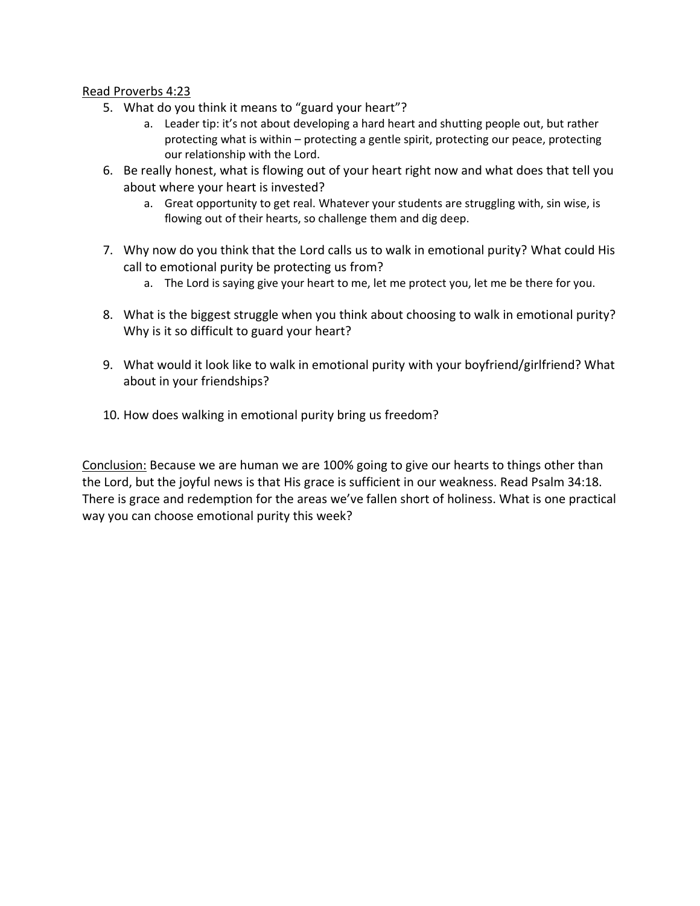<u>Read Proverbs 4:23</u>

5. What do you think it means to "guard your heart"?
    a. Leader tip: it's not about developing a hard heart and shutting people out, but rather protecting what is within – protecting a gentle spirit, protecting our peace, protecting our relationship with the Lord.
6. Be really honest, what is flowing out of your heart right now and what does that tell you about where your heart is invested?
    a. Great opportunity to get real. Whatever your students are struggling with, sin wise, is flowing out of their hearts, so challenge them and dig deep.
7. Why now do you think that the Lord calls us to walk in emotional purity? What could His call to emotional purity be protecting us from?
    a. The Lord is saying give your heart to me, let me protect you, let me be there for you.
8. What is the biggest struggle when you think about choosing to walk in emotional purity? Why is it so difficult to guard your heart?
9. What would it look like to walk in emotional purity with your boyfriend/girlfriend? What about in your friendships?
10. How does walking in emotional purity bring us freedom?

<u>Conclusion:</u> Because we are human we are 100% going to give our hearts to things other than the Lord, but the joyful news is that His grace is sufficient in our weakness. Read Psalm 34:18. There is grace and redemption for the areas we've fallen short of holiness. What is one practical way you can choose emotional purity this week?